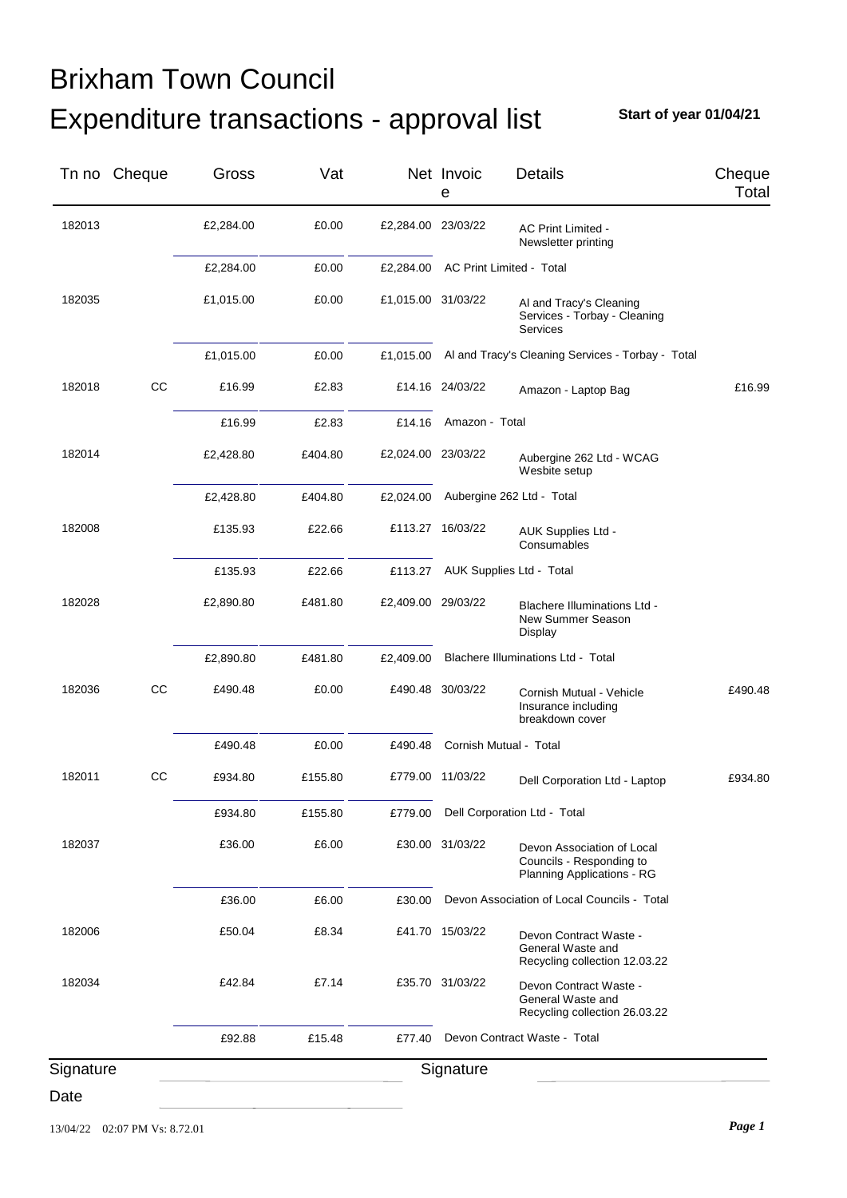# Brixham Town Council

## Expenditure transactions - approval list

**Start of year 01/04/21**

| Tn no | Cheque | Gross | Vat | Net | Invoice | Details | Cheque Total |
|---|---|---|---|---|---|---|---|
| 182013 | | £2,284.00 | £0.00 | £2,284.00 | 23/03/22 | AC Print Limited - Newsletter printing | |
| | | £2,284.00 | £0.00 | £2,284.00 | AC Print Limited - Total | | |
| 182035 | | £1,015.00 | £0.00 | £1,015.00 | 31/03/22 | Al and Tracy's Cleaning Services - Torbay - Cleaning Services | |
| | | £1,015.00 | £0.00 | £1,015.00 | Al and Tracy's Cleaning Services - Torbay - Total | | |
| 182018 | CC | £16.99 | £2.83 | £14.16 | 24/03/22 | Amazon - Laptop Bag | £16.99 |
| | | £16.99 | £2.83 | £14.16 | Amazon - Total | | |
| 182014 | | £2,428.80 | £404.80 | £2,024.00 | 23/03/22 | Aubergine 262 Ltd - WCAG Wesbite setup | |
| | | £2,428.80 | £404.80 | £2,024.00 | Aubergine 262 Ltd - Total | | |
| 182008 | | £135.93 | £22.66 | £113.27 | 16/03/22 | AUK Supplies Ltd - Consumables | |
| | | £135.93 | £22.66 | £113.27 | AUK Supplies Ltd - Total | | |
| 182028 | | £2,890.80 | £481.80 | £2,409.00 | 29/03/22 | Blachere Illuminations Ltd - New Summer Season Display | |
| | | £2,890.80 | £481.80 | £2,409.00 | Blachere Illuminations Ltd - Total | | |
| 182036 | CC | £490.48 | £0.00 | £490.48 | 30/03/22 | Cornish Mutual - Vehicle Insurance including breakdown cover | £490.48 |
| | | £490.48 | £0.00 | £490.48 | Cornish Mutual - Total | | |
| 182011 | CC | £934.80 | £155.80 | £779.00 | 11/03/22 | Dell Corporation Ltd - Laptop | £934.80 |
| | | £934.80 | £155.80 | £779.00 | Dell Corporation Ltd - Total | | |
| 182037 | | £36.00 | £6.00 | £30.00 | 31/03/22 | Devon Association of Local Councils - Responding to Planning Applications - RG | |
| | | £36.00 | £6.00 | £30.00 | Devon Association of Local Councils - Total | | |
| 182006 | | £50.04 | £8.34 | £41.70 | 15/03/22 | Devon Contract Waste - General Waste and Recycling collection 12.03.22 | |
| 182034 | | £42.84 | £7.14 | £35.70 | 31/03/22 | Devon Contract Waste - General Waste and Recycling collection 26.03.22 | |
| | | £92.88 | £15.48 | £77.40 | Devon Contract Waste - Total | | |

Signature

Signature

Date

13/04/22 02:07 PM Vs: 8.72.01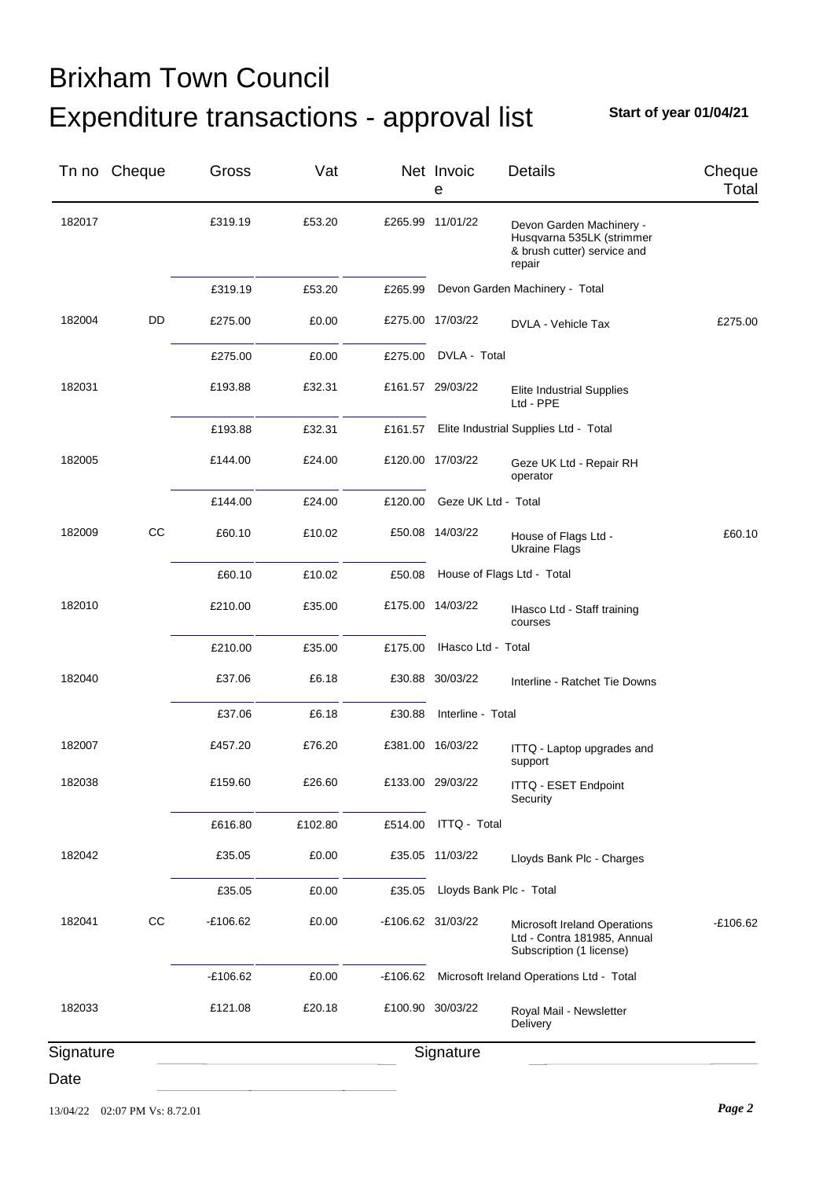# Brixham Town Council

## Expenditure transactions - approval list

**Start of year 01/04/21**

| Tn no | Cheque | Gross | Vat | Net | Invoice | Details | Cheque Total |
|---|---|---|---|---|---|---|---|
| 182017 | | £319.19 | £53.20 | £265.99 | 11/01/22 | Devon Garden Machinery - Husqvarna 535LK (strimmer & brush cutter) service and repair | |
| | | £319.19 | £53.20 | £265.99 | Devon Garden Machinery - Total | | |
| 182004 | DD | £275.00 | £0.00 | £275.00 | 17/03/22 | DVLA - Vehicle Tax | £275.00 |
| | | £275.00 | £0.00 | £275.00 | DVLA - Total | | |
| 182031 | | £193.88 | £32.31 | £161.57 | 29/03/22 | Elite Industrial Supplies Ltd - PPE | |
| | | £193.88 | £32.31 | £161.57 | Elite Industrial Supplies Ltd - Total | | |
| 182005 | | £144.00 | £24.00 | £120.00 | 17/03/22 | Geze UK Ltd - Repair RH operator | |
| | | £144.00 | £24.00 | £120.00 | Geze UK Ltd - Total | | |
| 182009 | CC | £60.10 | £10.02 | £50.08 | 14/03/22 | House of Flags Ltd - Ukraine Flags | £60.10 |
| | | £60.10 | £10.02 | £50.08 | House of Flags Ltd - Total | | |
| 182010 | | £210.00 | £35.00 | £175.00 | 14/03/22 | IHasco Ltd - Staff training courses | |
| | | £210.00 | £35.00 | £175.00 | IHasco Ltd - Total | | |
| 182040 | | £37.06 | £6.18 | £30.88 | 30/03/22 | Interline - Ratchet Tie Downs | |
| | | £37.06 | £6.18 | £30.88 | Interline - Total | | |
| 182007 | | £457.20 | £76.20 | £381.00 | 16/03/22 | ITTQ - Laptop upgrades and support | |
| 182038 | | £159.60 | £26.60 | £133.00 | 29/03/22 | ITTQ - ESET Endpoint Security | |
| | | £616.80 | £102.80 | £514.00 | ITTQ - Total | | |
| 182042 | | £35.05 | £0.00 | £35.05 | 11/03/22 | Lloyds Bank Plc - Charges | |
| | | £35.05 | £0.00 | £35.05 | Lloyds Bank Plc - Total | | |
| 182041 | CC | -£106.62 | £0.00 | -£106.62 | 31/03/22 | Microsoft Ireland Operations Ltd - Contra 181985, Annual Subscription (1 license) | -£106.62 |
| | | -£106.62 | £0.00 | -£106.62 | Microsoft Ireland Operations Ltd - Total | | |
| 182033 | | £121.08 | £20.18 | £100.90 | 30/03/22 | Royal Mail - Newsletter Delivery | |

Signature ____________________ Signature ____________________

Date ____________________

13/04/22 02:07 PM Vs: 8.72.01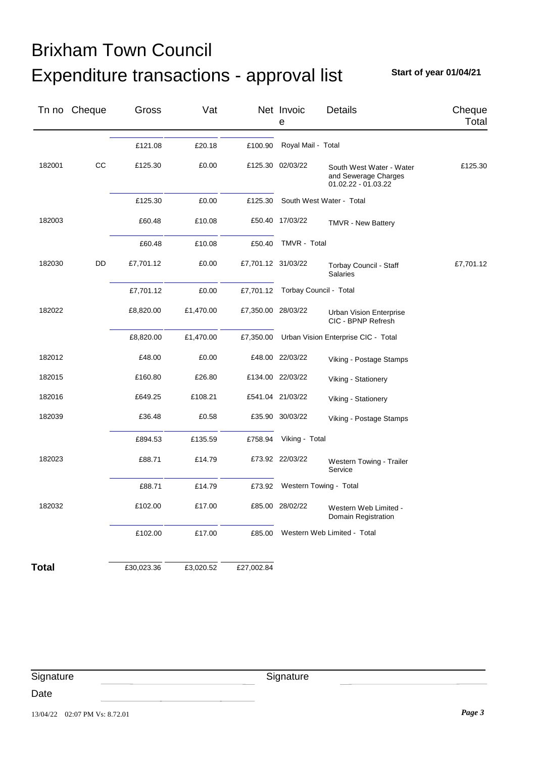# Brixham Town Council

## Expenditure transactions - approval list

**Start of year 01/04/21**

| Tn no | Cheque | Gross | Vat | Net | Invoice | Details | Cheque Total |
|---|---|---|---|---|---|---|---|
| | | £121.08 | £20.18 | £100.90 | Royal Mail - Total | | |
| 182001 | CC | £125.30 | £0.00 | £125.30 | 02/03/22 | South West Water - Water and Sewerage Charges 01.02.22 - 01.03.22 | £125.30 |
| | | £125.30 | £0.00 | £125.30 | South West Water - Total | | |
| 182003 | | £60.48 | £10.08 | £50.40 | 17/03/22 | TMVR - New Battery | |
| | | £60.48 | £10.08 | £50.40 | TMVR - Total | | |
| 182030 | DD | £7,701.12 | £0.00 | £7,701.12 | 31/03/22 | Torbay Council - Staff Salaries | £7,701.12 |
| | | £7,701.12 | £0.00 | £7,701.12 | Torbay Council - Total | | |
| 182022 | | £8,820.00 | £1,470.00 | £7,350.00 | 28/03/22 | Urban Vision Enterprise CIC - BPNP Refresh | |
| | | £8,820.00 | £1,470.00 | £7,350.00 | Urban Vision Enterprise CIC - Total | | |
| 182012 | | £48.00 | £0.00 | £48.00 | 22/03/22 | Viking - Postage Stamps | |
| 182015 | | £160.80 | £26.80 | £134.00 | 22/03/22 | Viking - Stationery | |
| 182016 | | £649.25 | £108.21 | £541.04 | 21/03/22 | Viking - Stationery | |
| 182039 | | £36.48 | £0.58 | £35.90 | 30/03/22 | Viking - Postage Stamps | |
| | | £894.53 | £135.59 | £758.94 | Viking - Total | | |
| 182023 | | £88.71 | £14.79 | £73.92 | 22/03/22 | Western Towing - Trailer Service | |
| | | £88.71 | £14.79 | £73.92 | Western Towing - Total | | |
| 182032 | | £102.00 | £17.00 | £85.00 | 28/02/22 | Western Web Limited - Domain Registration | |
| | | £102.00 | £17.00 | £85.00 | Western Web Limited - Total | | |
| **Total** | | £30,023.36 | £3,020.52 | £27,002.84 | | | |

Signature ______________________ Signature ______________________

Date ______________________

13/04/22 02:07 PM Vs: 8.72.01